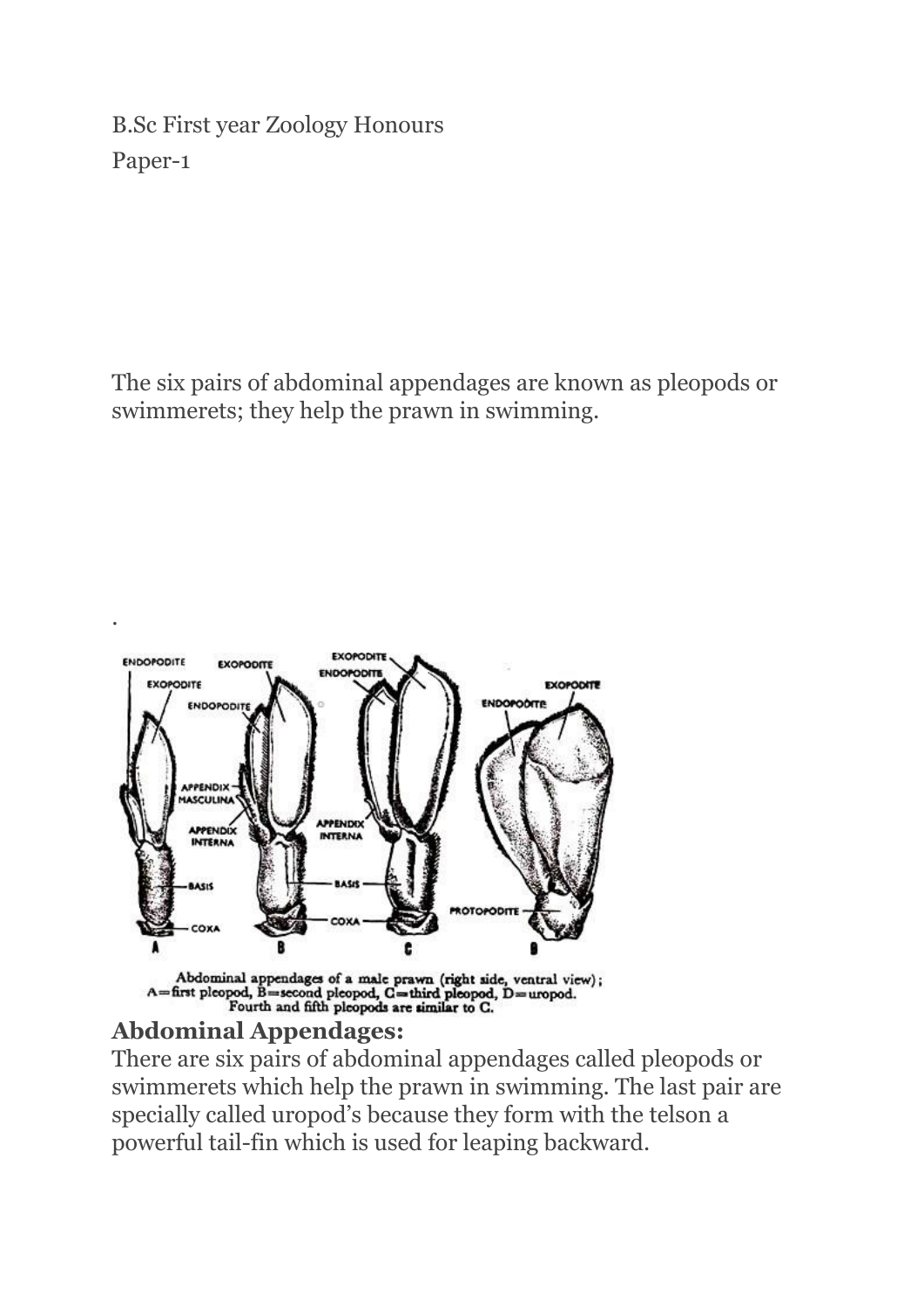B.Sc First year Zoology Honours

Paper-1

The six pairs of abdominal appendages are known as pleopods or swimmerets; they help the prawn in swimming.

.

Abdominal appendages of a male prawn (right side, ventral view); A=first pleopod, B=second pleopod, C=third pleopod, D=uropod. Fourth and fifth pleopods are similar to C.

## Abdominal Appendages:

There are six pairs of abdominal appendages called pleopods or swimmerets which help the prawn in swimming. The last pair are specially called uropod's because they form with the telson a powerful tail-fin which is used for leaping backward.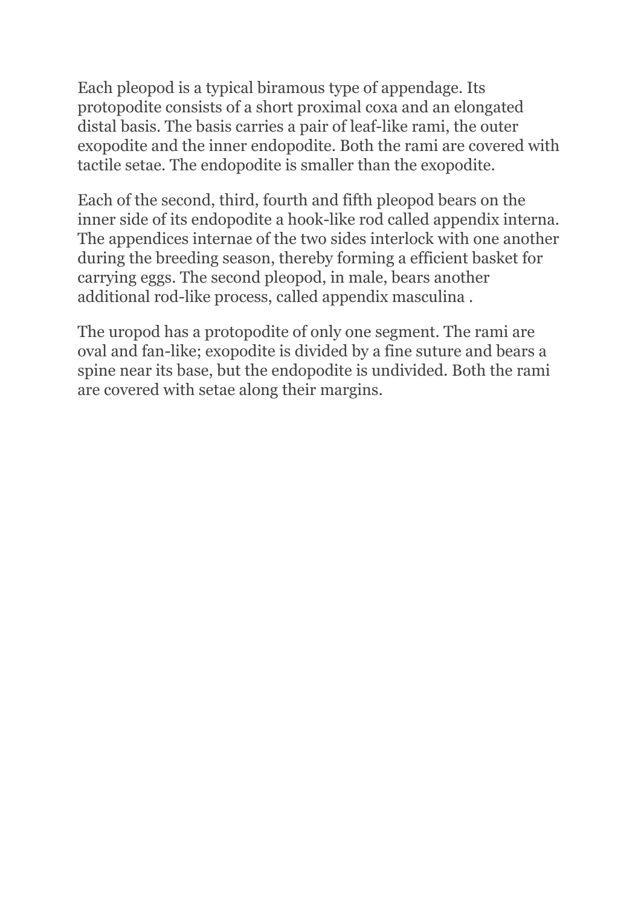Each pleopod is a typical biramous type of appendage. Its protopodite consists of a short proximal coxa and an elongated distal basis. The basis carries a pair of leaf-like rami, the outer exopodite and the inner endopodite. Both the rami are covered with tactile setae. The endopodite is smaller than the exopodite.

Each of the second, third, fourth and fifth pleopod bears on the inner side of its endopodite a hook-like rod called appendix interna. The appendices internae of the two sides interlock with one another during the breeding season, thereby forming a efficient basket for carrying eggs. The second pleopod, in male, bears another additional rod-like process, called appendix masculina .

The uropod has a protopodite of only one segment. The rami are oval and fan-like; exopodite is divided by a fine suture and bears a spine near its base, but the endopodite is undivided. Both the rami are covered with setae along their margins.